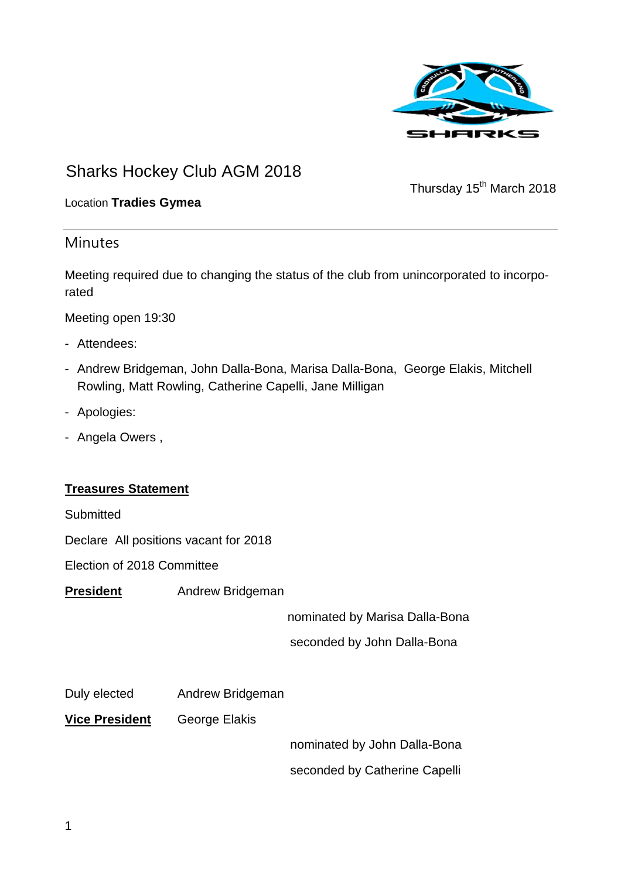# Sharks Hockey Club AGM 2018

Thursday 15th March 2018

Location **Tradies Gymea**

## Minutes

Meeting required due to changing the status of the club from unincorporated to incorporated

Meeting open 19:30

- Attendees:
- Andrew Bridgeman, John Dalla-Bona, Marisa Dalla-Bona, George Elakis, Mitchell Rowling, Matt Rowling, Catherine Capelli, Jane Milligan
- Apologies:
- Angela Owers ,

**Treasures Statement**

Submitted

Declare All positions vacant for 2018

Election of 2018 Committee

**President** Andrew Bridgeman

nominated by Marisa Dalla-Bona

seconded by John Dalla-Bona

Duly elected Andrew Bridgeman

**Vice President** George Elakis

nominated by John Dalla-Bona

seconded by Catherine Capelli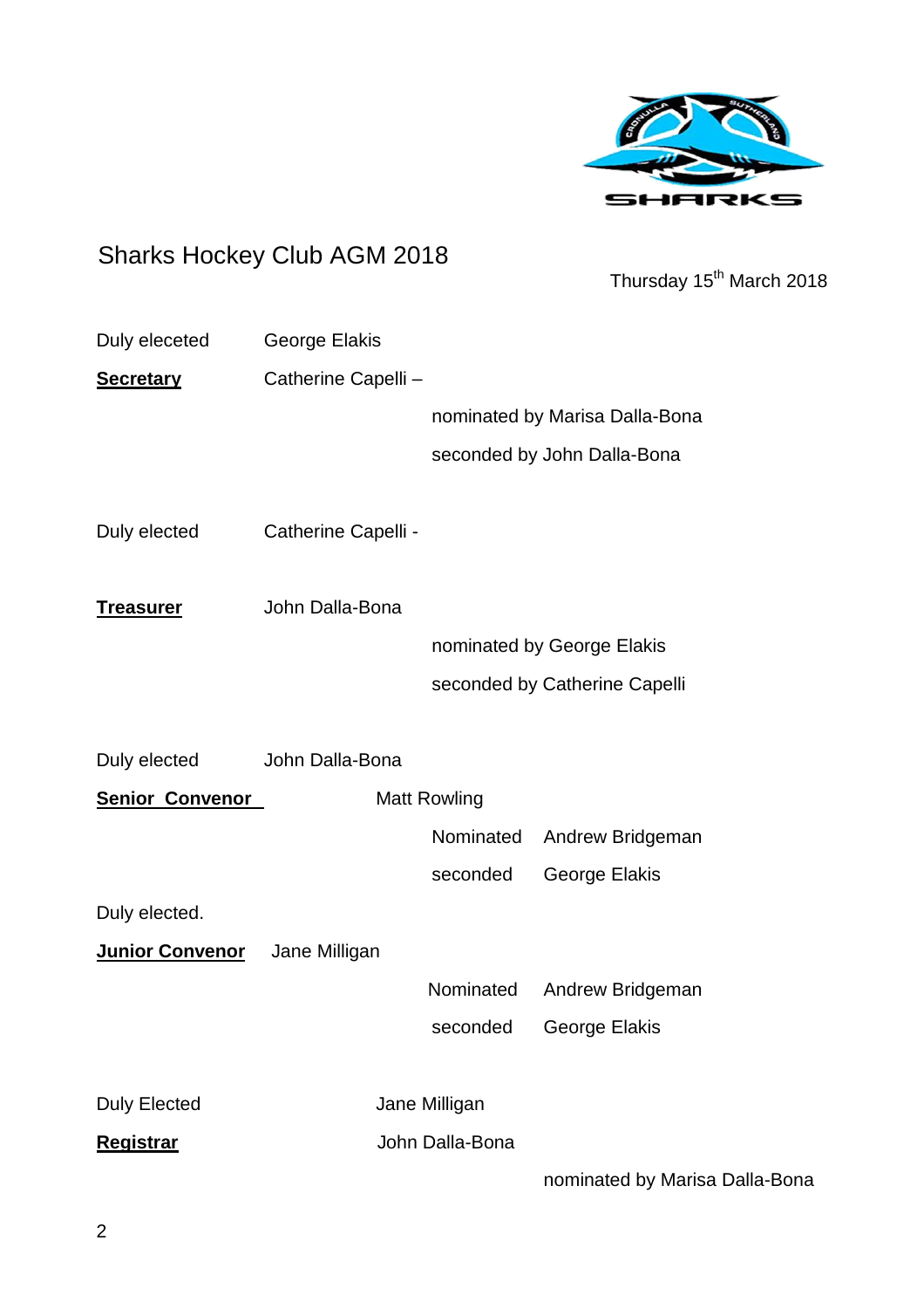# Sharks Hockey Club AGM 2018

Thursday 15th March 2018

Duly eleceted George Elakis

**Secretary** Catherine Capelli –

nominated by Marisa Dalla-Bona

seconded by John Dalla-Bona

Duly elected Catherine Capelli -

**Treasurer** John Dalla-Bona

nominated by George Elakis

seconded by Catherine Capelli

Duly elected John Dalla-Bona

**Senior Convenor** Matt Rowling

Nominated Andrew Bridgeman

seconded George Elakis

Duly elected.

**Junior Convenor** Jane Milligan

Nominated Andrew Bridgeman

seconded George Elakis

Duly Elected Jane Milligan

**Registrar** John Dalla-Bona

nominated by Marisa Dalla-Bona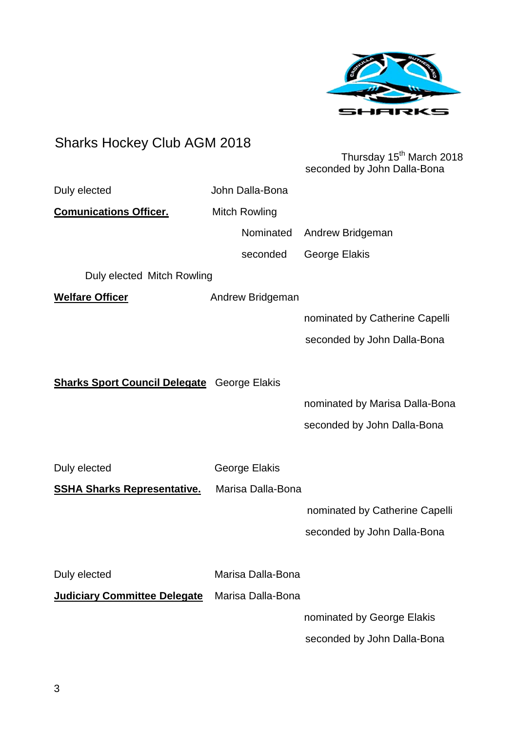Sharks Hockey Club AGM 2018

Thursday 15th March 2018

seconded by John Dalla-Bona

Duly elected John Dalla-Bona

**Comunications Officer.** Mitch Rowling

Nominated Andrew Bridgeman

seconded George Elakis

Duly elected Mitch Rowling

**Welfare Officer** Andrew Bridgeman

nominated by Catherine Capelli

seconded by John Dalla-Bona

**Sharks Sport Council Delegate** George Elakis

nominated by Marisa Dalla-Bona

seconded by John Dalla-Bona

Duly elected George Elakis

**SSHA Sharks Representative.** Marisa Dalla-Bona

nominated by Catherine Capelli

seconded by John Dalla-Bona

Duly elected Marisa Dalla-Bona

**Judiciary Committee Delegate** Marisa Dalla-Bona

nominated by George Elakis

seconded by John Dalla-Bona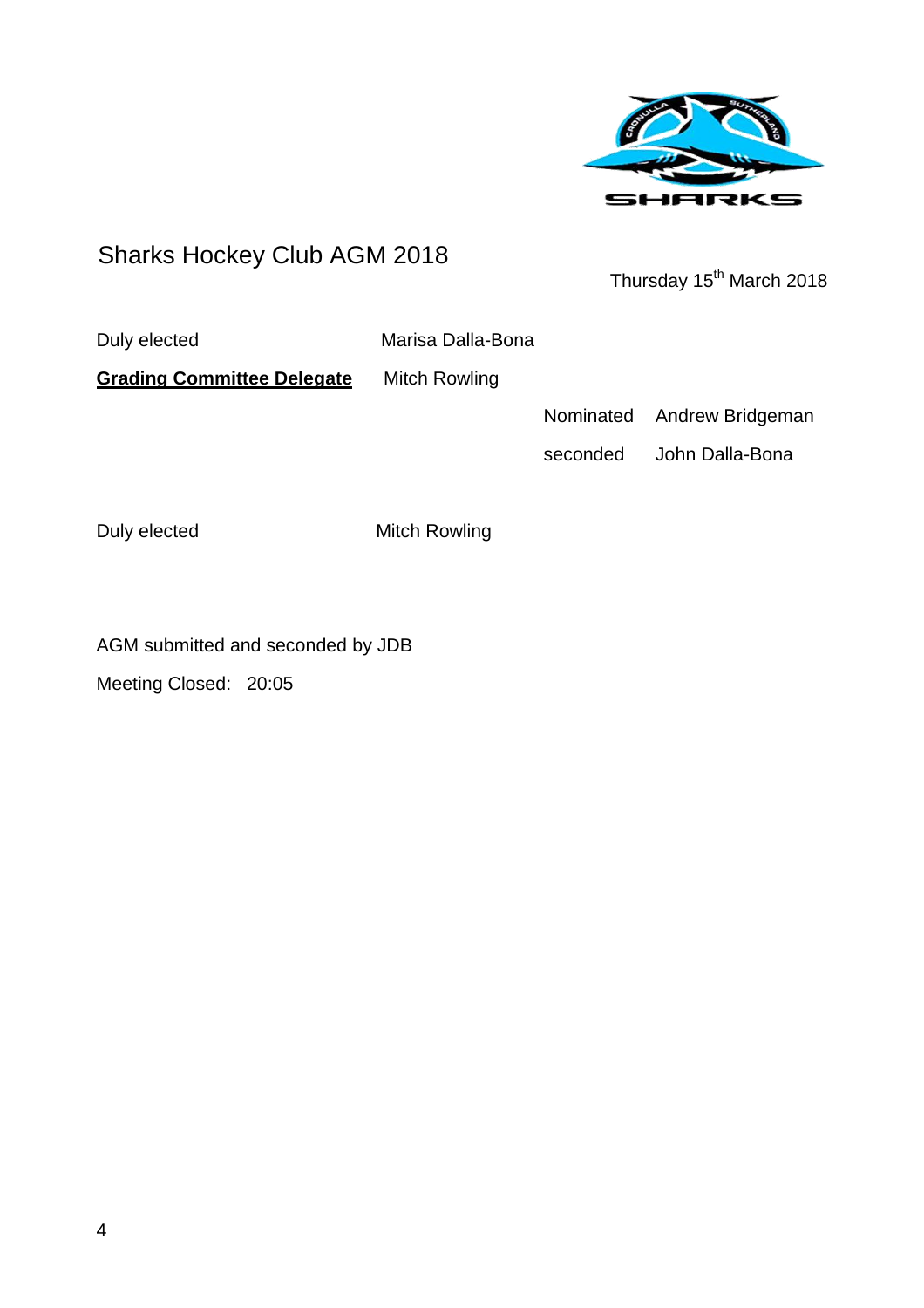Sharks Hockey Club AGM 2018

Thursday 15th March 2018

Duly elected Marisa Dalla-Bona

**Grading Committee Delegate** Mitch Rowling

Nominated Andrew Bridgeman

seconded John Dalla-Bona

Duly elected Mitch Rowling

AGM submitted and seconded by JDB

Meeting Closed: 20:05